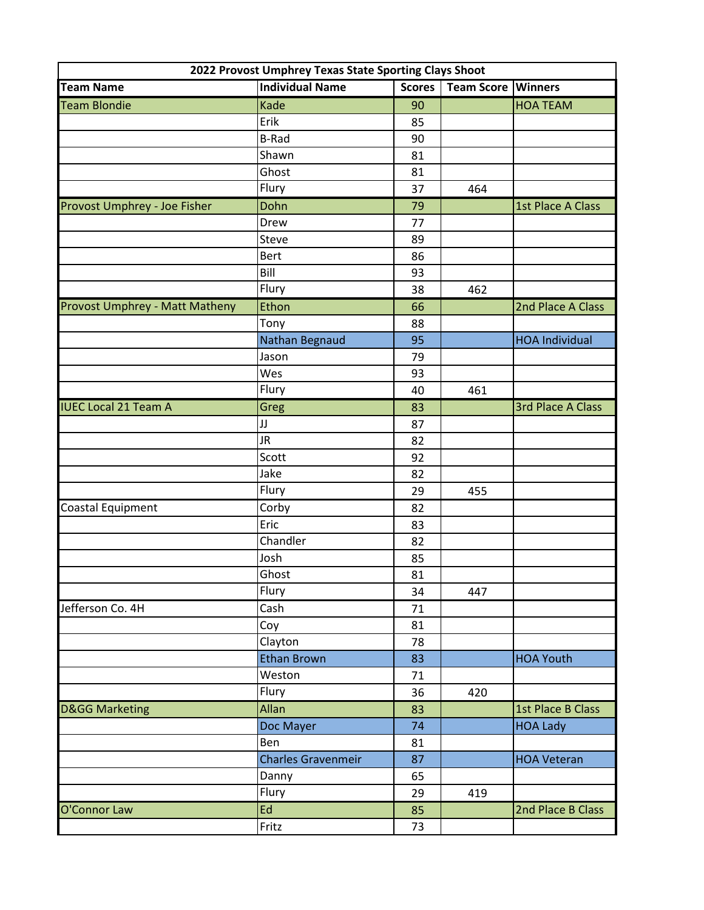| 2022 Provost Umphrey Texas State Sporting Clays Shoot | | | | |
|---|---|---|---|---|
| **Team Name** | **Individual Name** | **Scores** | **Team Score** | **Winners** |
| Team Blondie | Kade | 90 | | HOA TEAM |
| | Erik | 85 | | |
| | B-Rad | 90 | | |
| | Shawn | 81 | | |
| | Ghost | 81 | | |
| | Flury | 37 | 464 | |
| Provost Umphrey - Joe Fisher | Dohn | 79 | | 1st Place A Class |
| | Drew | 77 | | |
| | Steve | 89 | | |
| | Bert | 86 | | |
| | Bill | 93 | | |
| | Flury | 38 | 462 | |
| Provost Umphrey - Matt Matheny | Ethon | 66 | | 2nd Place A Class |
| | Tony | 88 | | |
| | Nathan Begnaud | 95 | | HOA Individual |
| | Jason | 79 | | |
| | Wes | 93 | | |
| | Flury | 40 | 461 | |
| IUEC Local 21 Team A | Greg | 83 | | 3rd Place A Class |
| | JJ | 87 | | |
| | JR | 82 | | |
| | Scott | 92 | | |
| | Jake | 82 | | |
| | Flury | 29 | 455 | |
| Coastal Equipment | Corby | 82 | | |
| | Eric | 83 | | |
| | Chandler | 82 | | |
| | Josh | 85 | | |
| | Ghost | 81 | | |
| | Flury | 34 | 447 | |
| Jefferson Co. 4H | Cash | 71 | | |
| | Coy | 81 | | |
| | Clayton | 78 | | |
| | Ethan Brown | 83 | | HOA Youth |
| | Weston | 71 | | |
| | Flury | 36 | 420 | |
| D&GG Marketing | Allan | 83 | | 1st Place B Class |
| | Doc Mayer | 74 | | HOA Lady |
| | Ben | 81 | | |
| | Charles Gravenmeir | 87 | | HOA Veteran |
| | Danny | 65 | | |
| | Flury | 29 | 419 | |
| O'Connor Law | Ed | 85 | | 2nd Place B Class |
| | Fritz | 73 | | |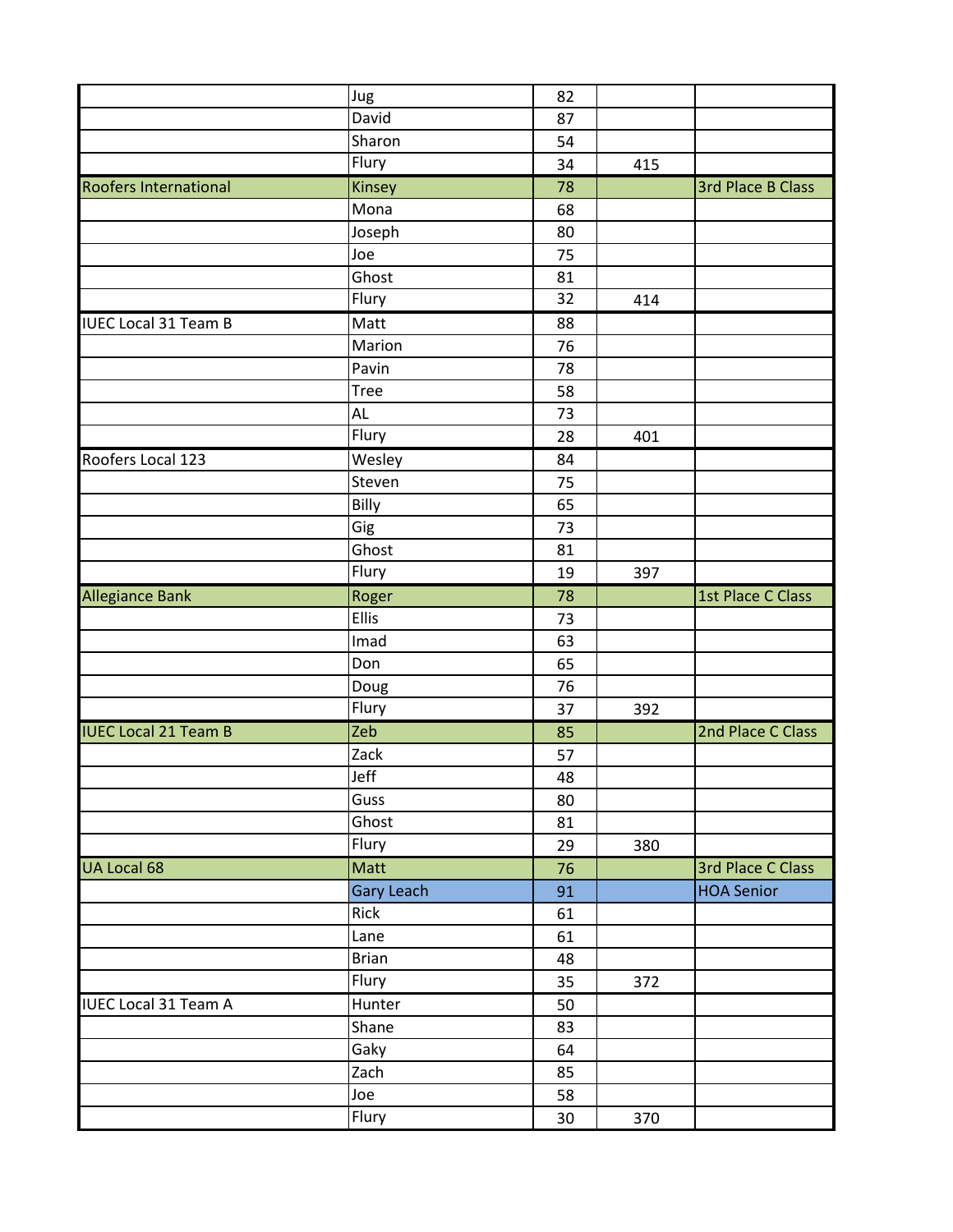| | | | | |
|---|---|---|---|---|
| | Jug | 82 | | |
| | David | 87 | | |
| | Sharon | 54 | | |
| | Flury | 34 | 415 | |
| Roofers International | Kinsey | 78 | | 3rd Place B Class |
| | Mona | 68 | | |
| | Joseph | 80 | | |
| | Joe | 75 | | |
| | Ghost | 81 | | |
| | Flury | 32 | 414 | |
| IUEC Local 31 Team B | Matt | 88 | | |
| | Marion | 76 | | |
| | Pavin | 78 | | |
| | Tree | 58 | | |
| | AL | 73 | | |
| | Flury | 28 | 401 | |
| Roofers Local 123 | Wesley | 84 | | |
| | Steven | 75 | | |
| | Billy | 65 | | |
| | Gig | 73 | | |
| | Ghost | 81 | | |
| | Flury | 19 | 397 | |
| Allegiance Bank | Roger | 78 | | 1st Place C Class |
| | Ellis | 73 | | |
| | Imad | 63 | | |
| | Don | 65 | | |
| | Doug | 76 | | |
| | Flury | 37 | 392 | |
| IUEC Local 21 Team B | Zeb | 85 | | 2nd Place C Class |
| | Zack | 57 | | |
| | Jeff | 48 | | |
| | Guss | 80 | | |
| | Ghost | 81 | | |
| | Flury | 29 | 380 | |
| UA Local 68 | Matt | 76 | | 3rd Place C Class |
| | Gary Leach | 91 | | HOA Senior |
| | Rick | 61 | | |
| | Lane | 61 | | |
| | Brian | 48 | | |
| | Flury | 35 | 372 | |
| IUEC Local 31 Team A | Hunter | 50 | | |
| | Shane | 83 | | |
| | Gaky | 64 | | |
| | Zach | 85 | | |
| | Joe | 58 | | |
| | Flury | 30 | 370 | |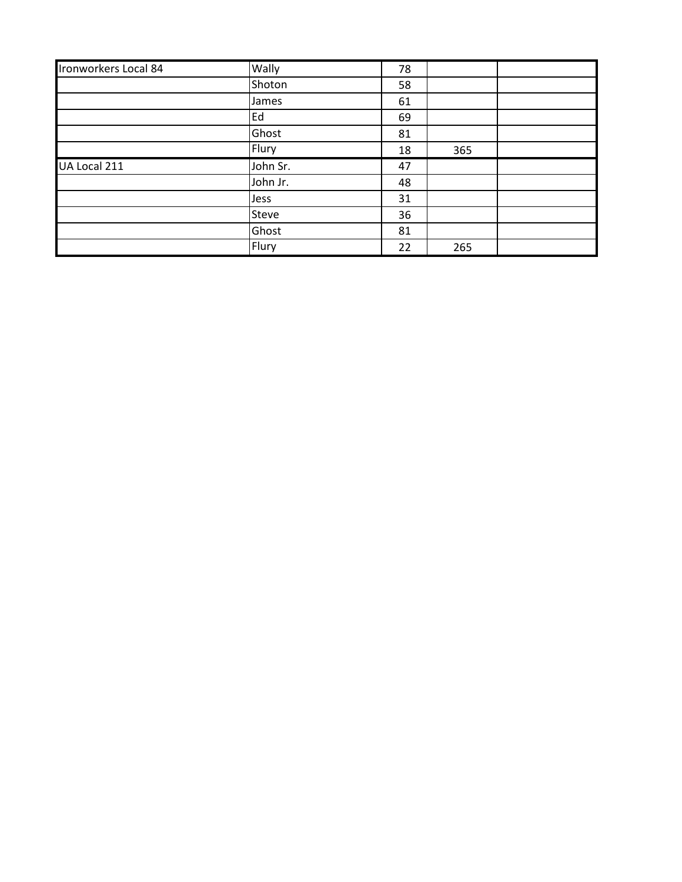| | | | | |
|---|---|---|---|---|
| Ironworkers Local 84 | Wally | 78 | | |
| | Shoton | 58 | | |
| | James | 61 | | |
| | Ed | 69 | | |
| | Ghost | 81 | | |
| | Flury | 18 | 365 | |
| UA Local 211 | John Sr. | 47 | | |
| | John Jr. | 48 | | |
| | Jess | 31 | | |
| | Steve | 36 | | |
| | Ghost | 81 | | |
| | Flury | 22 | 265 | |